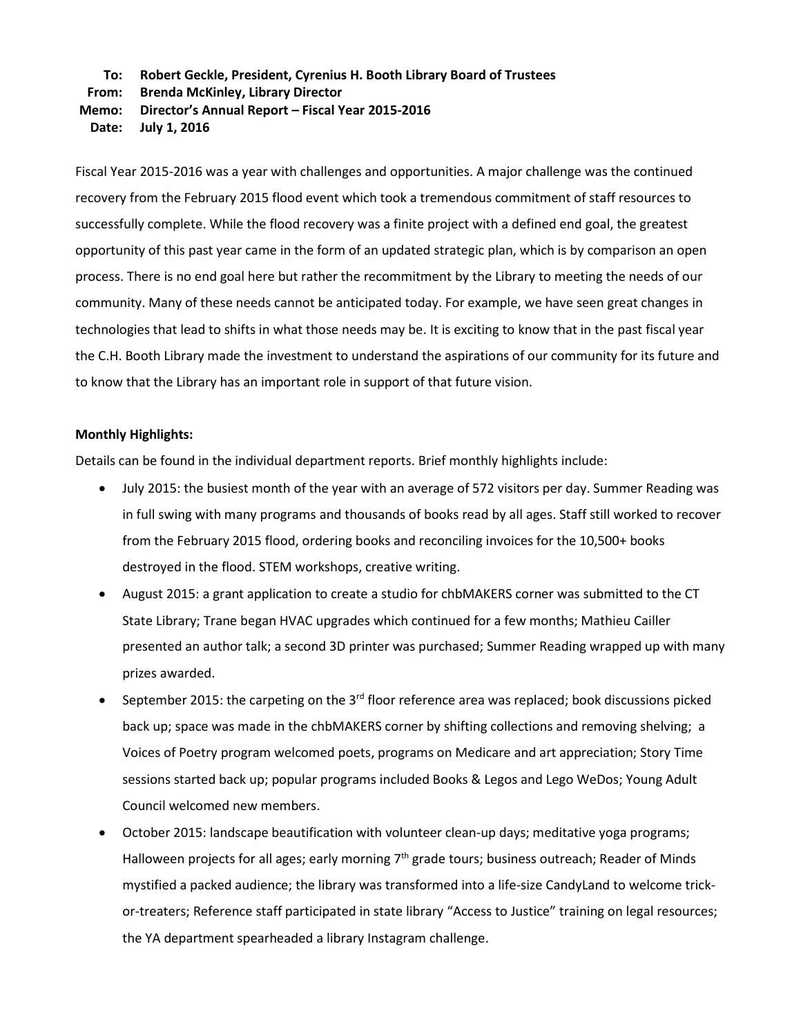**To:** **Robert Geckle, President, Cyrenius H. Booth Library Board of Trustees**
**From:** **Brenda McKinley, Library Director**
**Memo:** **Director's Annual Report – Fiscal Year 2015-2016**
**Date:** **July 1, 2016**

Fiscal Year 2015-2016 was a year with challenges and opportunities. A major challenge was the continued recovery from the February 2015 flood event which took a tremendous commitment of staff resources to successfully complete. While the flood recovery was a finite project with a defined end goal, the greatest opportunity of this past year came in the form of an updated strategic plan, which is by comparison an open process. There is no end goal here but rather the recommitment by the Library to meeting the needs of our community. Many of these needs cannot be anticipated today. For example, we have seen great changes in technologies that lead to shifts in what those needs may be. It is exciting to know that in the past fiscal year the C.H. Booth Library made the investment to understand the aspirations of our community for its future and to know that the Library has an important role in support of that future vision.

**Monthly Highlights:**

Details can be found in the individual department reports. Brief monthly highlights include:

- July 2015: the busiest month of the year with an average of 572 visitors per day. Summer Reading was in full swing with many programs and thousands of books read by all ages. Staff still worked to recover from the February 2015 flood, ordering books and reconciling invoices for the 10,500+ books destroyed in the flood. STEM workshops, creative writing.
- August 2015: a grant application to create a studio for chbMAKERS corner was submitted to the CT State Library; Trane began HVAC upgrades which continued for a few months; Mathieu Cailler presented an author talk; a second 3D printer was purchased; Summer Reading wrapped up with many prizes awarded.
- September 2015: the carpeting on the 3rd floor reference area was replaced; book discussions picked back up; space was made in the chbMAKERS corner by shifting collections and removing shelving; a Voices of Poetry program welcomed poets, programs on Medicare and art appreciation; Story Time sessions started back up; popular programs included Books & Legos and Lego WeDos; Young Adult Council welcomed new members.
- October 2015: landscape beautification with volunteer clean-up days; meditative yoga programs; Halloween projects for all ages; early morning 7th grade tours; business outreach; Reader of Minds mystified a packed audience; the library was transformed into a life-size CandyLand to welcome trick-or-treaters; Reference staff participated in state library "Access to Justice" training on legal resources; the YA department spearheaded a library Instagram challenge.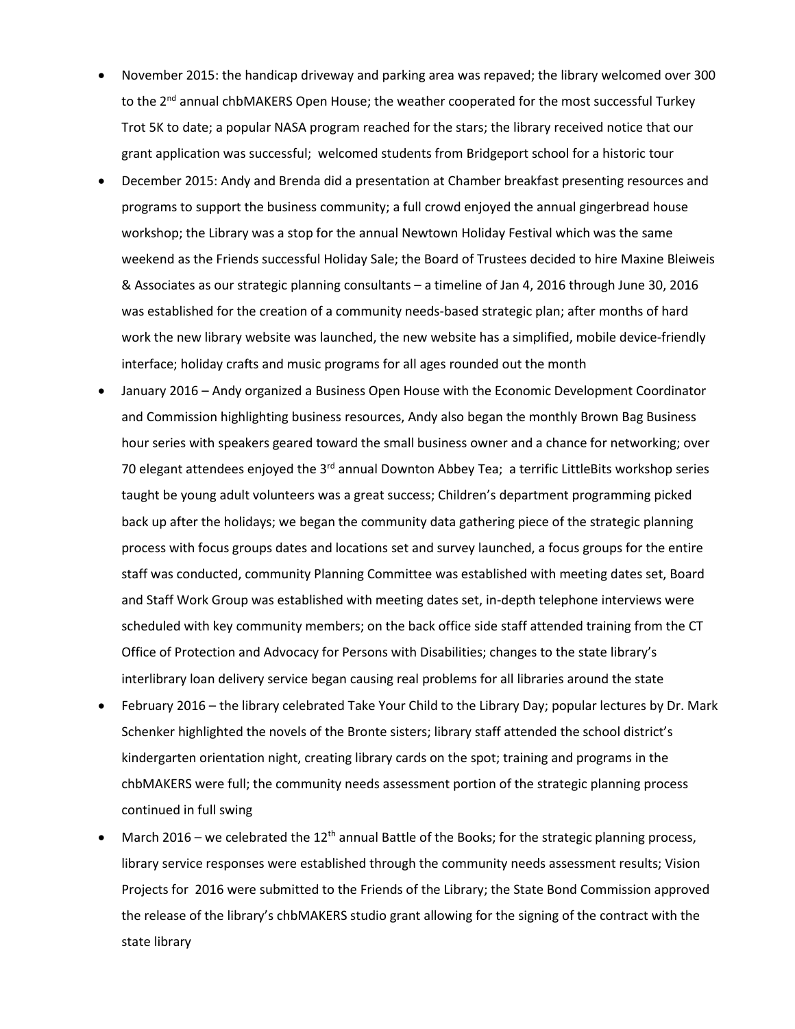- November 2015: the handicap driveway and parking area was repaved; the library welcomed over 300 to the 2nd annual chbMAKERS Open House; the weather cooperated for the most successful Turkey Trot 5K to date; a popular NASA program reached for the stars; the library received notice that our grant application was successful; welcomed students from Bridgeport school for a historic tour
- December 2015: Andy and Brenda did a presentation at Chamber breakfast presenting resources and programs to support the business community; a full crowd enjoyed the annual gingerbread house workshop; the Library was a stop for the annual Newtown Holiday Festival which was the same weekend as the Friends successful Holiday Sale; the Board of Trustees decided to hire Maxine Bleiweis & Associates as our strategic planning consultants – a timeline of Jan 4, 2016 through June 30, 2016 was established for the creation of a community needs-based strategic plan; after months of hard work the new library website was launched, the new website has a simplified, mobile device-friendly interface; holiday crafts and music programs for all ages rounded out the month
- January 2016 – Andy organized a Business Open House with the Economic Development Coordinator and Commission highlighting business resources, Andy also began the monthly Brown Bag Business hour series with speakers geared toward the small business owner and a chance for networking; over 70 elegant attendees enjoyed the 3rd annual Downton Abbey Tea; a terrific LittleBits workshop series taught be young adult volunteers was a great success; Children's department programming picked back up after the holidays; we began the community data gathering piece of the strategic planning process with focus groups dates and locations set and survey launched, a focus groups for the entire staff was conducted, community Planning Committee was established with meeting dates set, Board and Staff Work Group was established with meeting dates set, in-depth telephone interviews were scheduled with key community members; on the back office side staff attended training from the CT Office of Protection and Advocacy for Persons with Disabilities; changes to the state library's interlibrary loan delivery service began causing real problems for all libraries around the state
- February 2016 – the library celebrated Take Your Child to the Library Day; popular lectures by Dr. Mark Schenker highlighted the novels of the Bronte sisters; library staff attended the school district's kindergarten orientation night, creating library cards on the spot; training and programs in the chbMAKERS were full; the community needs assessment portion of the strategic planning process continued in full swing
- March 2016 – we celebrated the 12th annual Battle of the Books; for the strategic planning process, library service responses were established through the community needs assessment results; Vision Projects for 2016 were submitted to the Friends of the Library; the State Bond Commission approved the release of the library's chbMAKERS studio grant allowing for the signing of the contract with the state library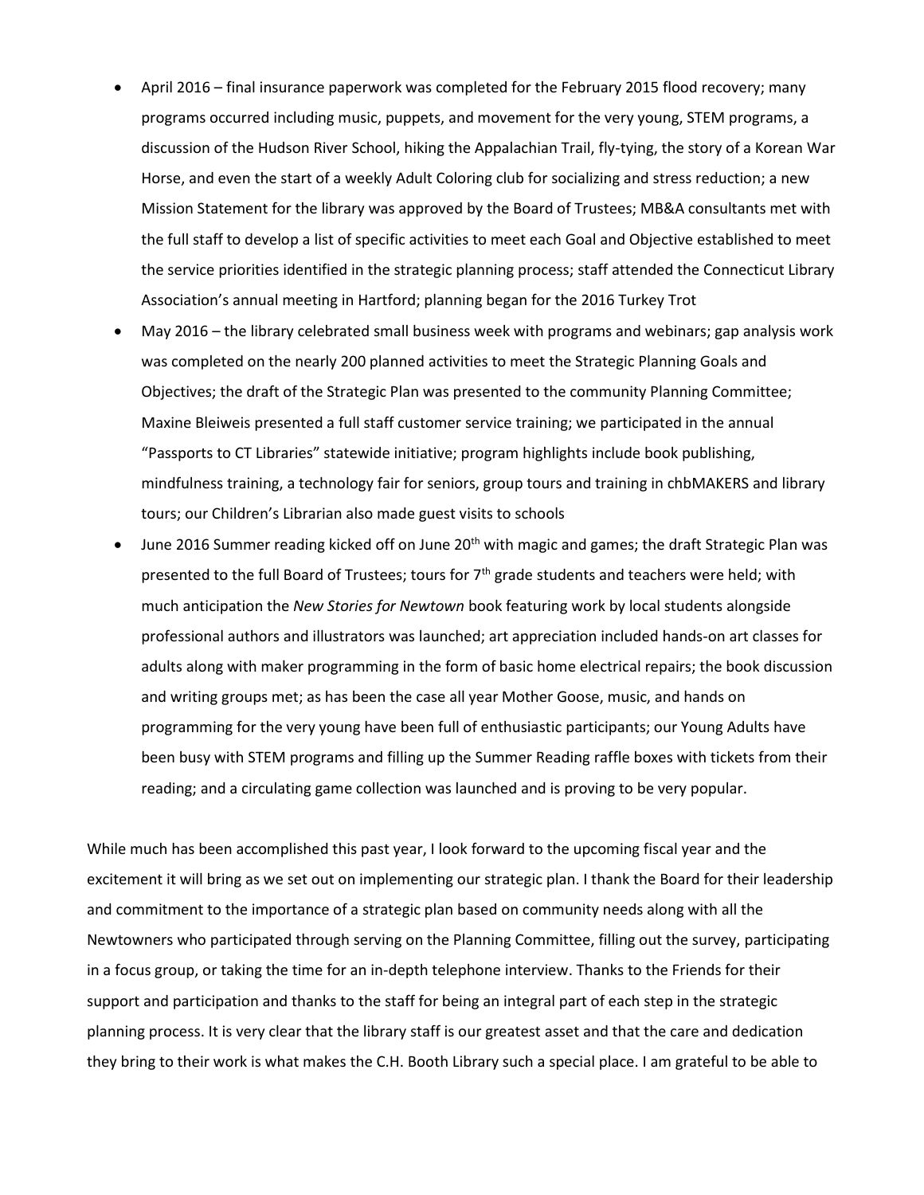- April 2016 – final insurance paperwork was completed for the February 2015 flood recovery; many programs occurred including music, puppets, and movement for the very young, STEM programs, a discussion of the Hudson River School, hiking the Appalachian Trail, fly-tying, the story of a Korean War Horse, and even the start of a weekly Adult Coloring club for socializing and stress reduction; a new Mission Statement for the library was approved by the Board of Trustees; MB&A consultants met with the full staff to develop a list of specific activities to meet each Goal and Objective established to meet the service priorities identified in the strategic planning process; staff attended the Connecticut Library Association's annual meeting in Hartford; planning began for the 2016 Turkey Trot
- May 2016 – the library celebrated small business week with programs and webinars; gap analysis work was completed on the nearly 200 planned activities to meet the Strategic Planning Goals and Objectives; the draft of the Strategic Plan was presented to the community Planning Committee; Maxine Bleiweis presented a full staff customer service training; we participated in the annual "Passports to CT Libraries" statewide initiative; program highlights include book publishing, mindfulness training, a technology fair for seniors, group tours and training in chbMAKERS and library tours; our Children's Librarian also made guest visits to schools
- June 2016 Summer reading kicked off on June 20th with magic and games; the draft Strategic Plan was presented to the full Board of Trustees; tours for 7th grade students and teachers were held; with much anticipation the *New Stories for Newtown* book featuring work by local students alongside professional authors and illustrators was launched; art appreciation included hands-on art classes for adults along with maker programming in the form of basic home electrical repairs; the book discussion and writing groups met; as has been the case all year Mother Goose, music, and hands on programming for the very young have been full of enthusiastic participants; our Young Adults have been busy with STEM programs and filling up the Summer Reading raffle boxes with tickets from their reading; and a circulating game collection was launched and is proving to be very popular.

While much has been accomplished this past year, I look forward to the upcoming fiscal year and the excitement it will bring as we set out on implementing our strategic plan. I thank the Board for their leadership and commitment to the importance of a strategic plan based on community needs along with all the Newtowners who participated through serving on the Planning Committee, filling out the survey, participating in a focus group, or taking the time for an in-depth telephone interview. Thanks to the Friends for their support and participation and thanks to the staff for being an integral part of each step in the strategic planning process. It is very clear that the library staff is our greatest asset and that the care and dedication they bring to their work is what makes the C.H. Booth Library such a special place. I am grateful to be able to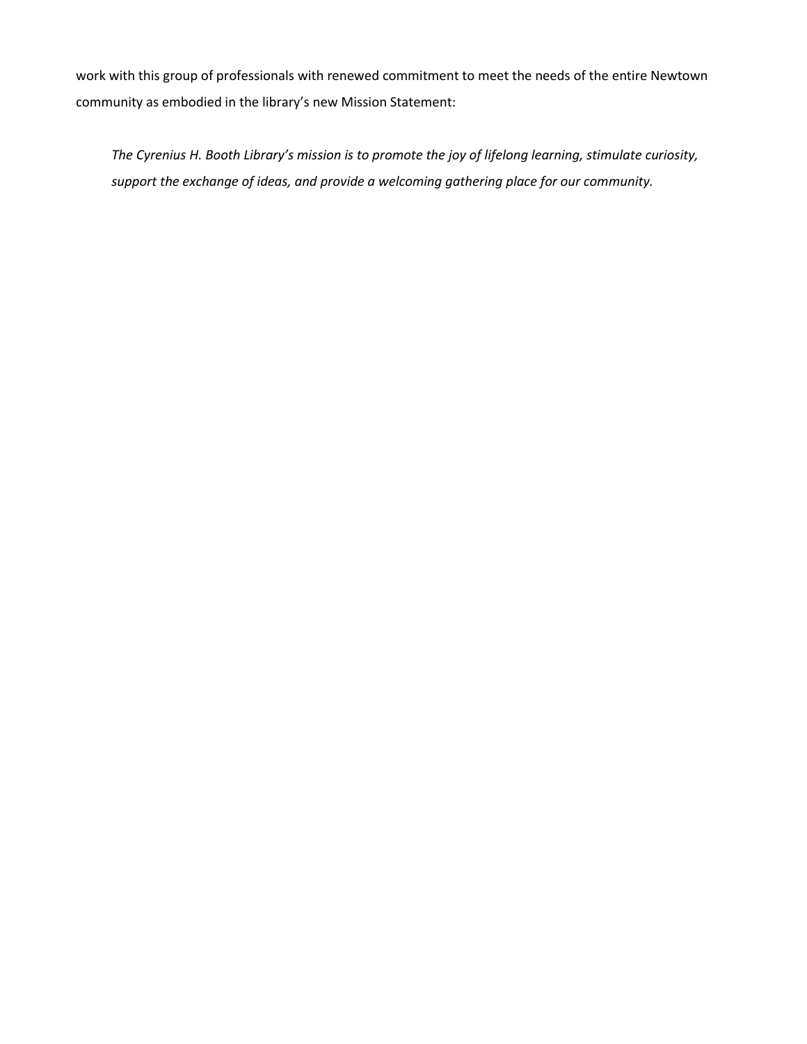work with this group of professionals with renewed commitment to meet the needs of the entire Newtown community as embodied in the library's new Mission Statement:

> *The Cyrenius H. Booth Library's mission is to promote the joy of lifelong learning, stimulate curiosity, support the exchange of ideas, and provide a welcoming gathering place for our community.*